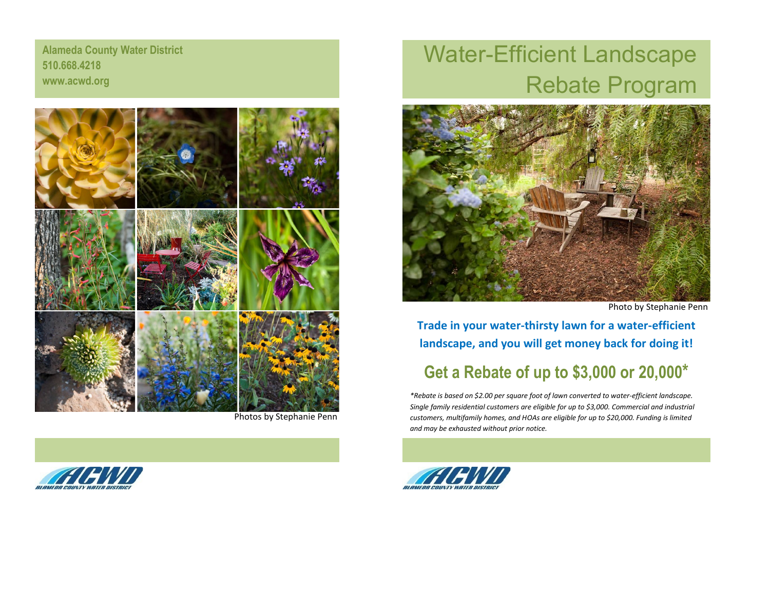**Alameda County Water District**
**510.668.4218**
**www.acwd.org**

Photos by Stephanie Penn

# Water-Efficient Landscape Rebate Program

Photo by Stephanie Penn

**Trade in your water-thirsty lawn for a water-efficient landscape, and you will get money back for doing it!**

## Get a Rebate of up to $3,000 or 20,000*

*\*Rebate is based on $2.00 per square foot of lawn converted to water-efficient landscape. Single family residential customers are eligible for up to $3,000. Commercial and industrial customers, multifamily homes, and HOAs are eligible for up to $20,000. Funding is limited and may be exhausted without prior notice.*

ACWD ALAMEDA COUNTY WATER DISTRICT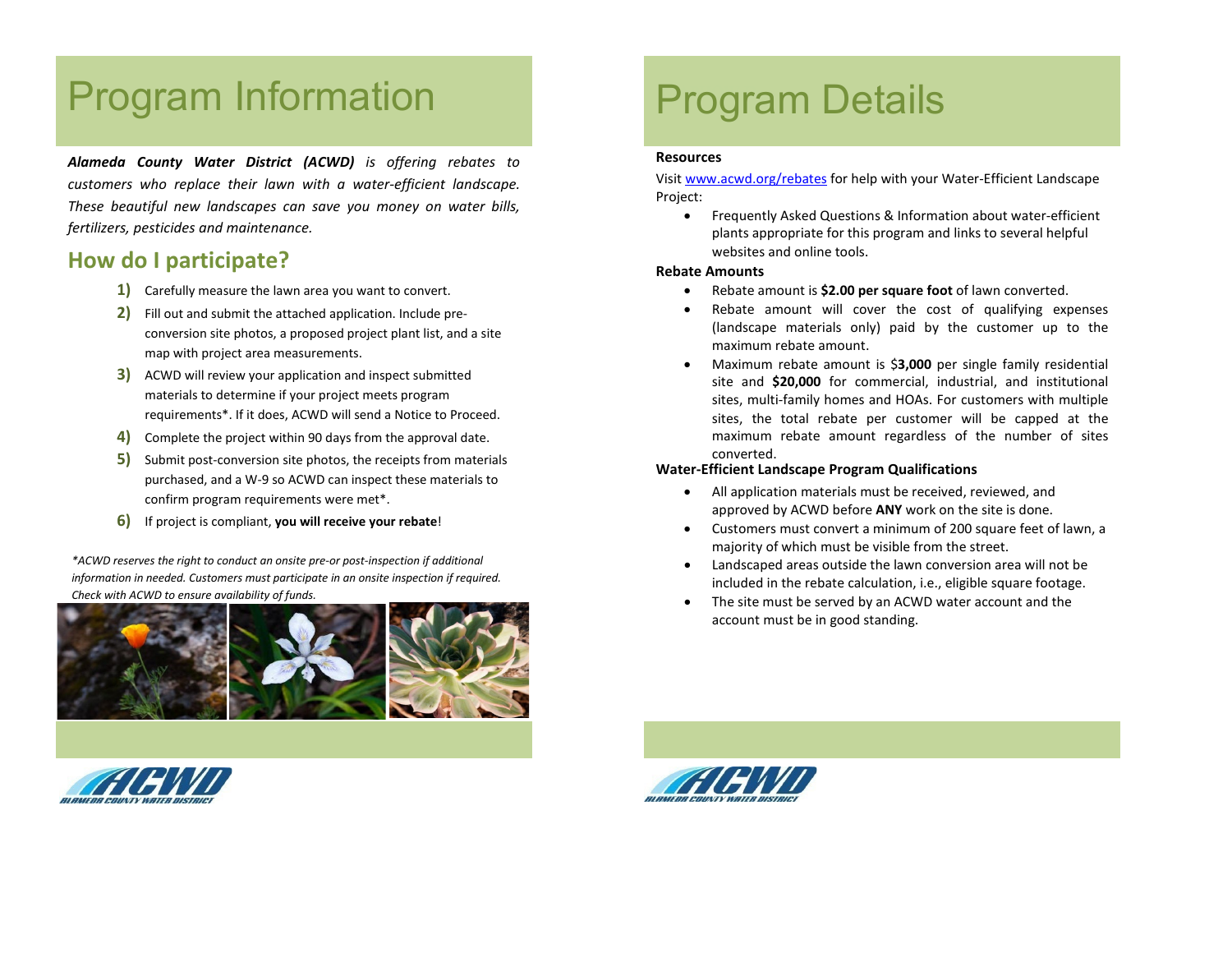# Program Information

***Alameda County Water District (ACWD)** is offering rebates to customers who replace their lawn with a water-efficient landscape. These beautiful new landscapes can save you money on water bills, fertilizers, pesticides and maintenance.*

## How do I participate?

1) Carefully measure the lawn area you want to convert.
2) Fill out and submit the attached application. Include pre-conversion site photos, a proposed project plant list, and a site map with project area measurements.
3) ACWD will review your application and inspect submitted materials to determine if your project meets program requirements*. If it does, ACWD will send a Notice to Proceed.
4) Complete the project within 90 days from the approval date.
5) Submit post-conversion site photos, the receipts from materials purchased, and a W-9 so ACWD can inspect these materials to confirm program requirements were met*.
6) If project is compliant, **you will receive your rebate**!

*\*ACWD reserves the right to conduct an onsite pre-or post-inspection if additional information in needed. Customers must participate in an onsite inspection if required. Check with ACWD to ensure availability of funds.*

# Program Details

**Resources**

Visit www.acwd.org/rebates for help with your Water-Efficient Landscape Project:

- Frequently Asked Questions & Information about water-efficient plants appropriate for this program and links to several helpful websites and online tools.

**Rebate Amounts**

- Rebate amount is **$2.00 per square foot** of lawn converted.
- Rebate amount will cover the cost of qualifying expenses (landscape materials only) paid by the customer up to the maximum rebate amount.
- Maximum rebate amount is $**3,000** per single family residential site and **$20,000** for commercial, industrial, and institutional sites, multi-family homes and HOAs. For customers with multiple sites, the total rebate per customer will be capped at the maximum rebate amount regardless of the number of sites converted.

**Water-Efficient Landscape Program Qualifications**

- All application materials must be received, reviewed, and approved by ACWD before **ANY** work on the site is done.
- Customers must convert a minimum of 200 square feet of lawn, a majority of which must be visible from the street.
- Landscaped areas outside the lawn conversion area will not be included in the rebate calculation, i.e., eligible square footage.
- The site must be served by an ACWD water account and the account must be in good standing.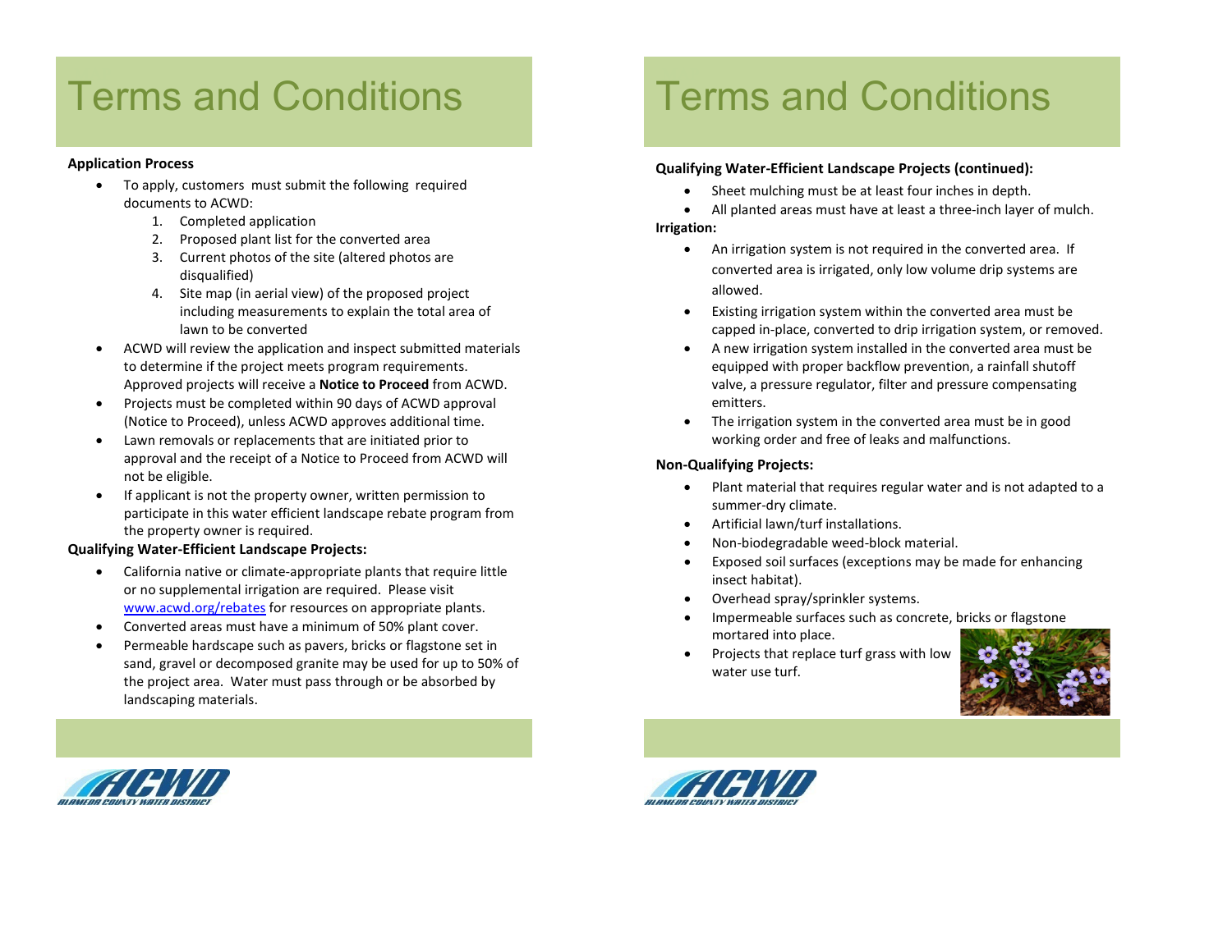# Terms and Conditions

**Application Process**

- To apply, customers must submit the following required documents to ACWD:
  1. Completed application
  2. Proposed plant list for the converted area
  3. Current photos of the site (altered photos are disqualified)
  4. Site map (in aerial view) of the proposed project including measurements to explain the total area of lawn to be converted
- ACWD will review the application and inspect submitted materials to determine if the project meets program requirements. Approved projects will receive a **Notice to Proceed** from ACWD.
- Projects must be completed within 90 days of ACWD approval (Notice to Proceed), unless ACWD approves additional time.
- Lawn removals or replacements that are initiated prior to approval and the receipt of a Notice to Proceed from ACWD will not be eligible.
- If applicant is not the property owner, written permission to participate in this water efficient landscape rebate program from the property owner is required.

**Qualifying Water-Efficient Landscape Projects:**

- California native or climate-appropriate plants that require little or no supplemental irrigation are required. Please visit [www.acwd.org/rebates](www.acwd.org/rebates) for resources on appropriate plants.
- Converted areas must have a minimum of 50% plant cover.
- Permeable hardscape such as pavers, bricks or flagstone set in sand, gravel or decomposed granite may be used for up to 50% of the project area. Water must pass through or be absorbed by landscaping materials.

# Terms and Conditions

**Qualifying Water-Efficient Landscape Projects (continued):**

- Sheet mulching must be at least four inches in depth.
- All planted areas must have at least a three-inch layer of mulch.

**Irrigation:**

- An irrigation system is not required in the converted area. If converted area is irrigated, only low volume drip systems are allowed.
- Existing irrigation system within the converted area must be capped in-place, converted to drip irrigation system, or removed.
- A new irrigation system installed in the converted area must be equipped with proper backflow prevention, a rainfall shutoff valve, a pressure regulator, filter and pressure compensating emitters.
- The irrigation system in the converted area must be in good working order and free of leaks and malfunctions.

**Non-Qualifying Projects:**

- Plant material that requires regular water and is not adapted to a summer-dry climate.
- Artificial lawn/turf installations.
- Non-biodegradable weed-block material.
- Exposed soil surfaces (exceptions may be made for enhancing insect habitat).
- Overhead spray/sprinkler systems.
- Impermeable surfaces such as concrete, bricks or flagstone mortared into place.
- Projects that replace turf grass with low water use turf.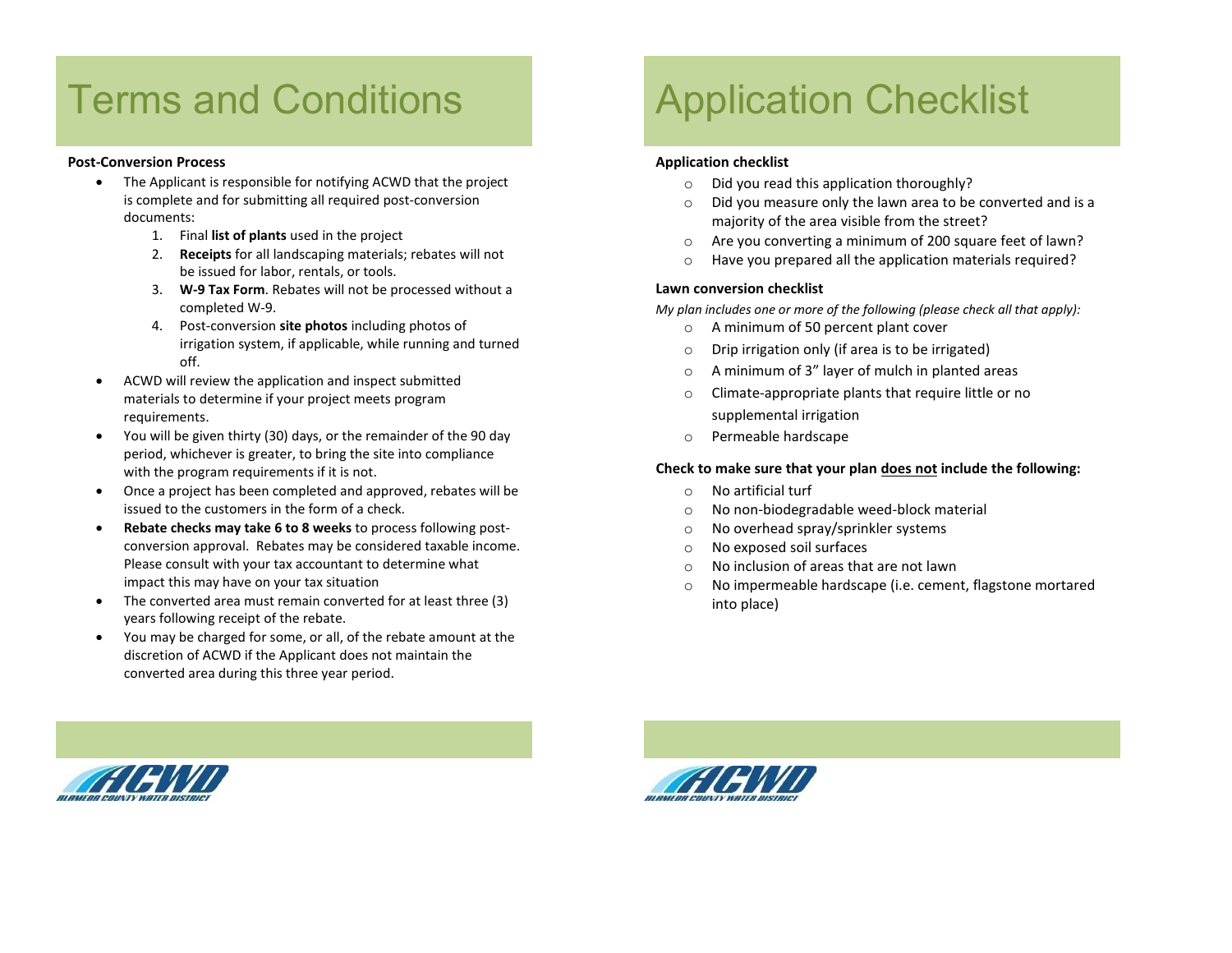# Terms and Conditions

**Post-Conversion Process**

- The Applicant is responsible for notifying ACWD that the project is complete and for submitting all required post-conversion documents:
  1. Final **list of plants** used in the project
  2. **Receipts** for all landscaping materials; rebates will not be issued for labor, rentals, or tools.
  3. **W-9 Tax Form**. Rebates will not be processed without a completed W-9.
  4. Post-conversion **site photos** including photos of irrigation system, if applicable, while running and turned off.
- ACWD will review the application and inspect submitted materials to determine if your project meets program requirements.
- You will be given thirty (30) days, or the remainder of the 90 day period, whichever is greater, to bring the site into compliance with the program requirements if it is not.
- Once a project has been completed and approved, rebates will be issued to the customers in the form of a check.
- **Rebate checks may take 6 to 8 weeks** to process following post-conversion approval. Rebates may be considered taxable income. Please consult with your tax accountant to determine what impact this may have on your tax situation
- The converted area must remain converted for at least three (3) years following receipt of the rebate.
- You may be charged for some, or all, of the rebate amount at the discretion of ACWD if the Applicant does not maintain the converted area during this three year period.

# Application Checklist

**Application checklist**

- Did you read this application thoroughly?
- Did you measure only the lawn area to be converted and is a majority of the area visible from the street?
- Are you converting a minimum of 200 square feet of lawn?
- Have you prepared all the application materials required?

**Lawn conversion checklist**

*My plan includes one or more of the following (please check all that apply):*

- A minimum of 50 percent plant cover
- Drip irrigation only (if area is to be irrigated)
- A minimum of 3" layer of mulch in planted areas
- Climate-appropriate plants that require little or no supplemental irrigation
- Permeable hardscape

**Check to make sure that your plan <u>does not</u> include the following:**

- No artificial turf
- No non-biodegradable weed-block material
- No overhead spray/sprinkler systems
- No exposed soil surfaces
- No inclusion of areas that are not lawn
- No impermeable hardscape (i.e. cement, flagstone mortared into place)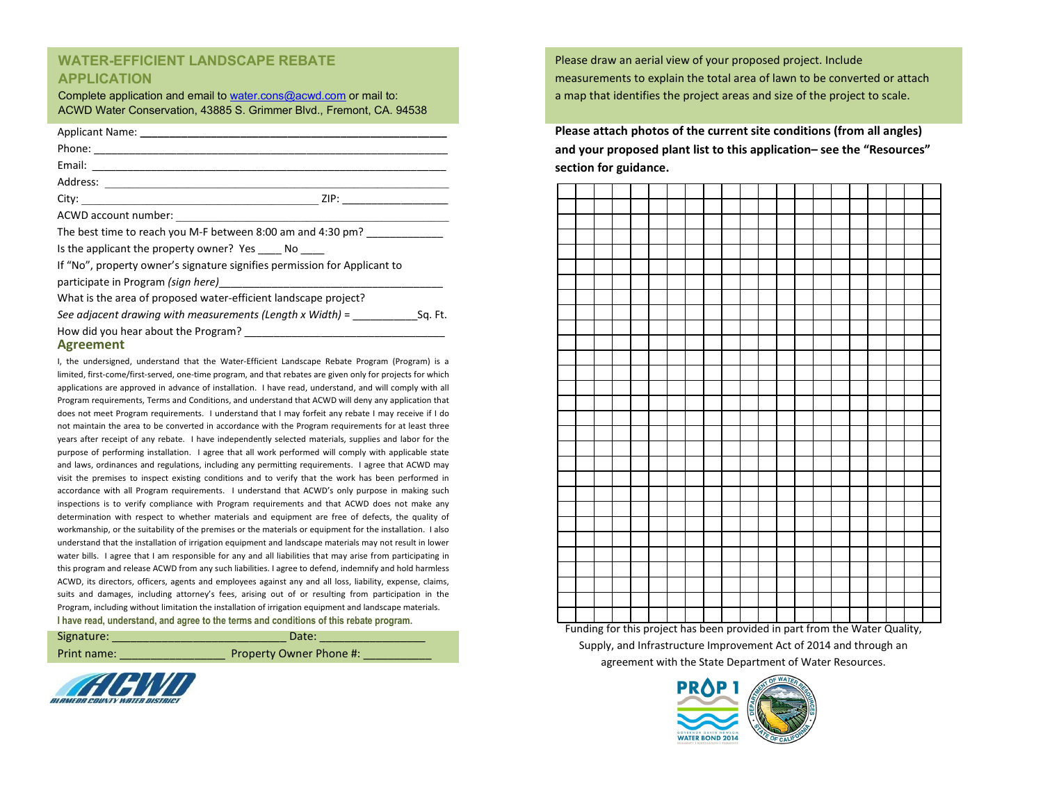## WATER-EFFICIENT LANDSCAPE REBATE APPLICATION

Complete application and email to water.cons@acwd.com or mail to:
ACWD Water Conservation, 43885 S. Grimmer Blvd., Fremont, CA. 94538

Applicant Name: ____________________________________________

Phone: ____________________________________________

Email: ____________________________________________

Address: ____________________________________________

City: ______________________________ ZIP: ______________

ACWD account number: ____________________________________________

The best time to reach you M-F between 8:00 am and 4:30 pm? ____________

Is the applicant the property owner? Yes ____ No ____

If "No", property owner's signature signifies permission for Applicant to participate in Program *(sign here)*____________________________________

What is the area of proposed water-efficient landscape project?

*See adjacent drawing with measurements (Length x Width)* = ___________Sq. Ft.

How did you hear about the Program? ________________________________

### Agreement

I, the undersigned, understand that the Water-Efficient Landscape Rebate Program (Program) is a limited, first-come/first-served, one-time program, and that rebates are given only for projects for which applications are approved in advance of installation. I have read, understand, and will comply with all Program requirements, Terms and Conditions, and understand that ACWD will deny any application that does not meet Program requirements. I understand that I may forfeit any rebate I may receive if I do not maintain the area to be converted in accordance with the Program requirements for at least three years after receipt of any rebate. I have independently selected materials, supplies and labor for the purpose of performing installation. I agree that all work performed will comply with applicable state and laws, ordinances and regulations, including any permitting requirements. I agree that ACWD may visit the premises to inspect existing conditions and to verify that the work has been performed in accordance with all Program requirements. I understand that ACWD's only purpose in making such inspections is to verify compliance with Program requirements and that ACWD does not make any determination with respect to whether materials and equipment are free of defects, the quality of workmanship, or the suitability of the premises or the materials or equipment for the installation. I also understand that the installation of irrigation equipment and landscape materials may not result in lower water bills. I agree that I am responsible for any and all liabilities that may arise from participating in this program and release ACWD from any such liabilities. I agree to defend, indemnify and hold harmless ACWD, its directors, officers, agents and employees against any and all loss, liability, expense, claims, suits and damages, including attorney's fees, arising out of or resulting from participation in the Program, including without limitation the installation of irrigation equipment and landscape materials.

**I have read, understand, and agree to the terms and conditions of this rebate program.**

Signature: ____________________________ Date: ________________

Print name: _________________ Property Owner Phone #: ___________

ALAMEDA COUNTY WATER DISTRICT

Please draw an aerial view of your proposed project. Include measurements to explain the total area of lawn to be converted or attach a map that identifies the project areas and size of the project to scale.

**Please attach photos of the current site conditions (from all angles) and your proposed plant list to this application– see the "Resources" section for guidance.**

Funding for this project has been provided in part from the Water Quality, Supply, and Infrastructure Improvement Act of 2014 and through an agreement with the State Department of Water Resources.